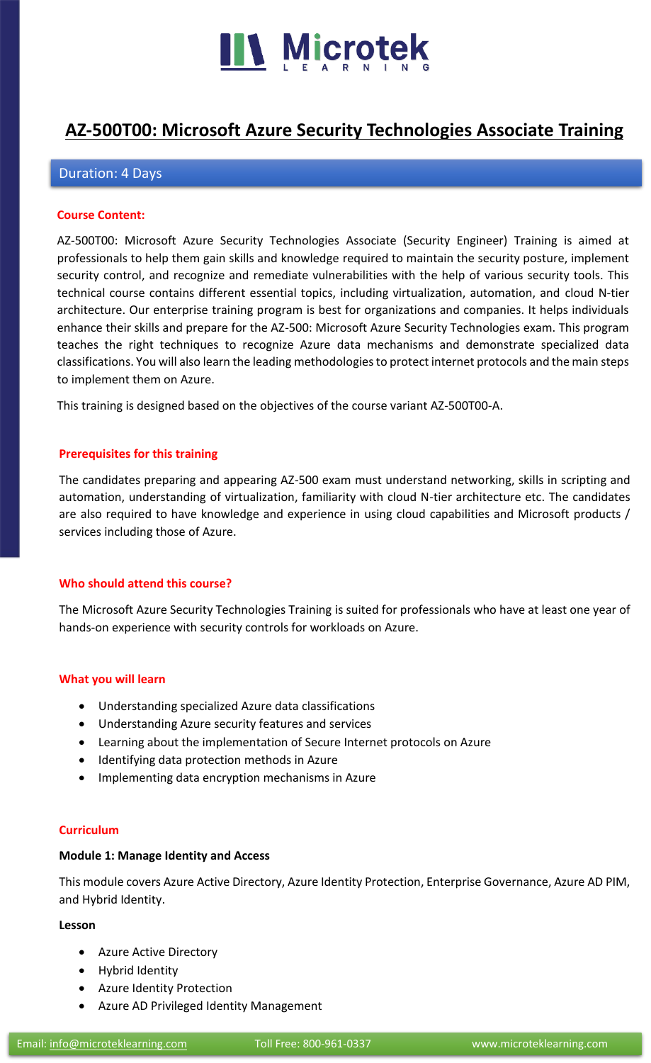# AZ-500T00: Microsoft Azure Security Technologies Associate Training

Duration: 4 Days

## Course Content:

AZ-500T00: Microsoft Azure Security Technologies Associate (Security Engineer) Training is aimed at professionals to help them gain skills and knowledge required to maintain the security posture, implement security control, and recognize and remediate vulnerabilities with the help of various security tools. This technical course contains different essential topics, including virtualization, automation, and cloud N-tier architecture. Our enterprise training program is best for organizations and companies. It helps individuals enhance their skills and prepare for the AZ-500: Microsoft Azure Security Technologies exam. This program teaches the right techniques to recognize Azure data mechanisms and demonstrate specialized data classifications. You will also learn the leading methodologies to protect internet protocols and the main steps to implement them on Azure.

This training is designed based on the objectives of the course variant AZ-500T00-A.

## Prerequisites for this training

The candidates preparing and appearing AZ-500 exam must understand networking, skills in scripting and automation, understanding of virtualization, familiarity with cloud N-tier architecture etc. The candidates are also required to have knowledge and experience in using cloud capabilities and Microsoft products / services including those of Azure.

## Who should attend this course?

The Microsoft Azure Security Technologies Training is suited for professionals who have at least one year of hands-on experience with security controls for workloads on Azure.

## What you will learn

- Understanding specialized Azure data classifications
- Understanding Azure security features and services
- Learning about the implementation of Secure Internet protocols on Azure
- Identifying data protection methods in Azure
- Implementing data encryption mechanisms in Azure

## Curriculum

**Module 1: Manage Identity and Access**

This module covers Azure Active Directory, Azure Identity Protection, Enterprise Governance, Azure AD PIM, and Hybrid Identity.

**Lesson**

- Azure Active Directory
- Hybrid Identity
- Azure Identity Protection
- Azure AD Privileged Identity Management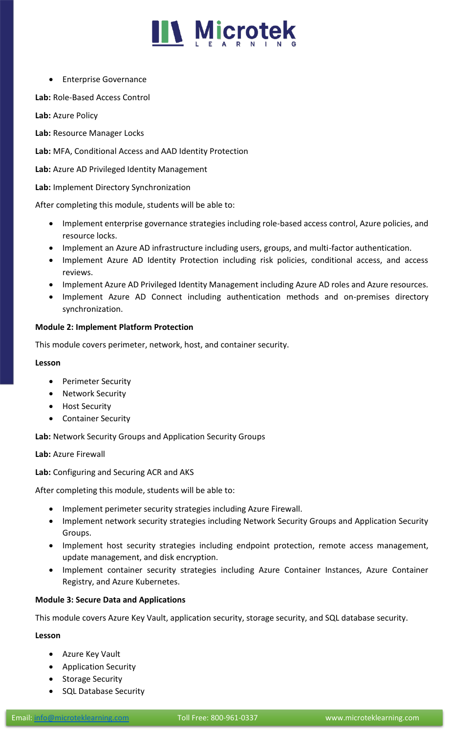- Enterprise Governance

**Lab:** Role-Based Access Control

**Lab:** Azure Policy

**Lab:** Resource Manager Locks

**Lab:** MFA, Conditional Access and AAD Identity Protection

**Lab:** Azure AD Privileged Identity Management

**Lab:** Implement Directory Synchronization

After completing this module, students will be able to:

- Implement enterprise governance strategies including role-based access control, Azure policies, and resource locks.
- Implement an Azure AD infrastructure including users, groups, and multi-factor authentication.
- Implement Azure AD Identity Protection including risk policies, conditional access, and access reviews.
- Implement Azure AD Privileged Identity Management including Azure AD roles and Azure resources.
- Implement Azure AD Connect including authentication methods and on-premises directory synchronization.

**Module 2: Implement Platform Protection**

This module covers perimeter, network, host, and container security.

**Lesson**

- Perimeter Security
- Network Security
- Host Security
- Container Security

**Lab:** Network Security Groups and Application Security Groups

**Lab:** Azure Firewall

**Lab:** Configuring and Securing ACR and AKS

After completing this module, students will be able to:

- Implement perimeter security strategies including Azure Firewall.
- Implement network security strategies including Network Security Groups and Application Security Groups.
- Implement host security strategies including endpoint protection, remote access management, update management, and disk encryption.
- Implement container security strategies including Azure Container Instances, Azure Container Registry, and Azure Kubernetes.

**Module 3: Secure Data and Applications**

This module covers Azure Key Vault, application security, storage security, and SQL database security.

**Lesson**

- Azure Key Vault
- Application Security
- Storage Security
- SQL Database Security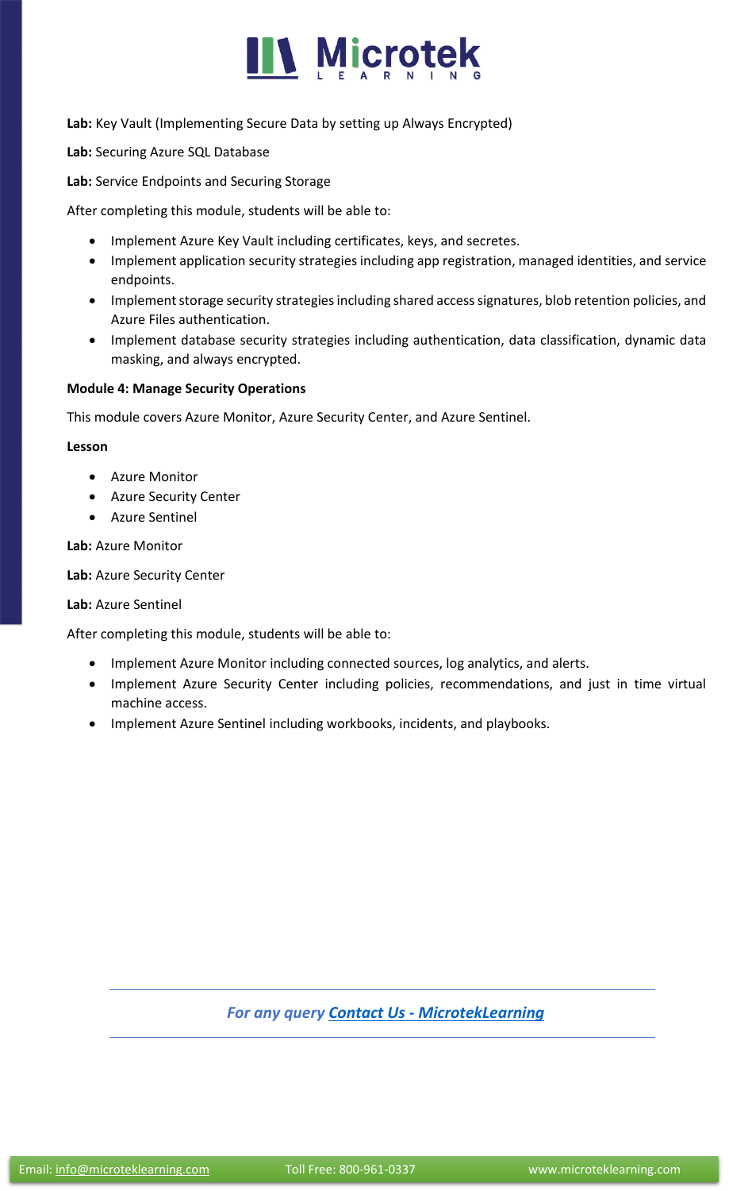**Lab:** Key Vault (Implementing Secure Data by setting up Always Encrypted)

**Lab:** Securing Azure SQL Database

**Lab:** Service Endpoints and Securing Storage

After completing this module, students will be able to:

- Implement Azure Key Vault including certificates, keys, and secretes.
- Implement application security strategies including app registration, managed identities, and service endpoints.
- Implement storage security strategies including shared access signatures, blob retention policies, and Azure Files authentication.
- Implement database security strategies including authentication, data classification, dynamic data masking, and always encrypted.

**Module 4: Manage Security Operations**

This module covers Azure Monitor, Azure Security Center, and Azure Sentinel.

**Lesson**

- Azure Monitor
- Azure Security Center
- Azure Sentinel

**Lab:** Azure Monitor

**Lab:** Azure Security Center

**Lab:** Azure Sentinel

After completing this module, students will be able to:

- Implement Azure Monitor including connected sources, log analytics, and alerts.
- Implement Azure Security Center including policies, recommendations, and just in time virtual machine access.
- Implement Azure Sentinel including workbooks, incidents, and playbooks.

*For any query* ***Contact Us - MicrotekLearning***